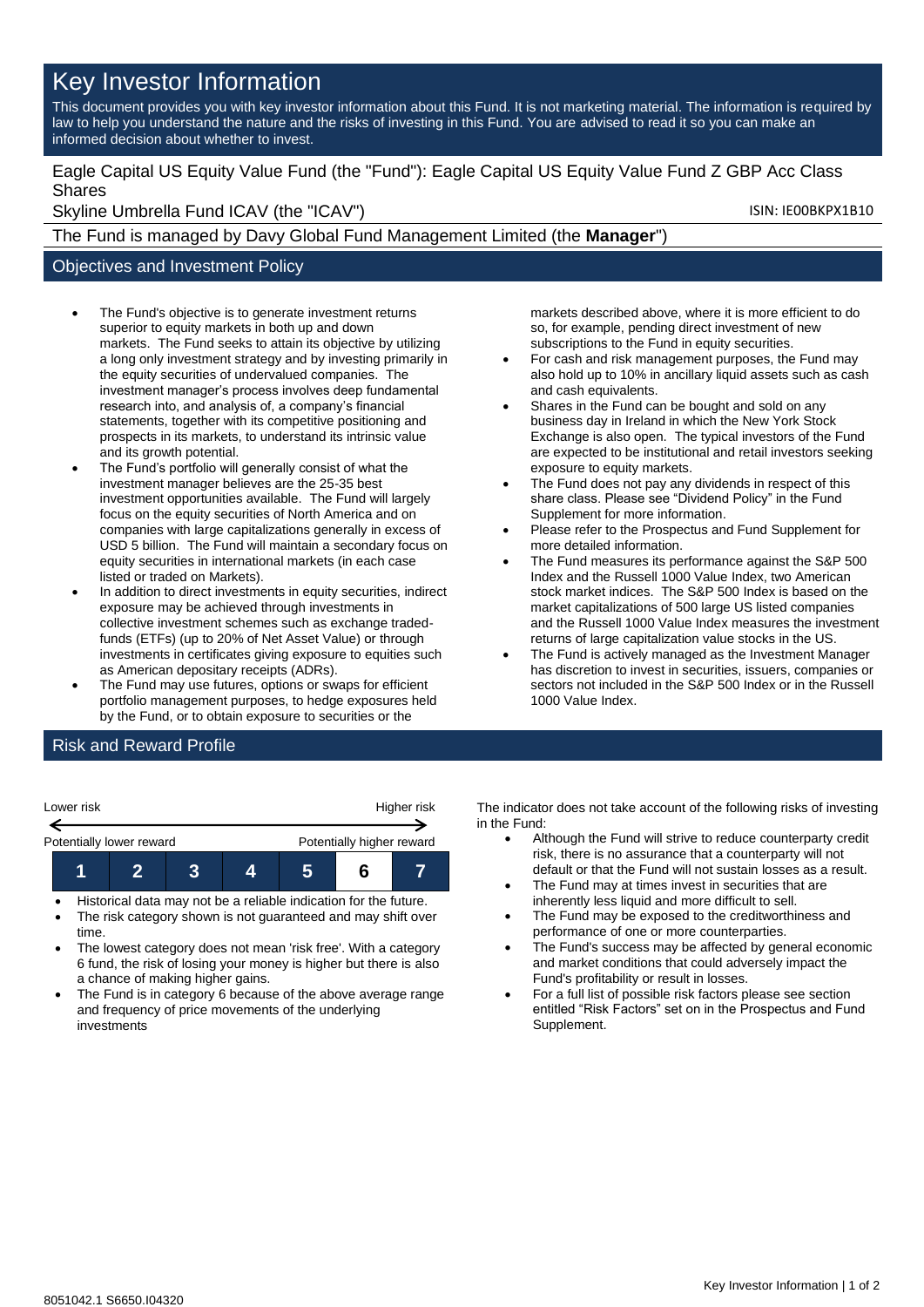# Key Investor Information

This document provides you with key investor information about this Fund. It is not marketing material. The information is required by law to help you understand the nature and the risks of investing in this Fund. You are advised to read it so you can make an informed decision about whether to invest.

Eagle Capital US Equity Value Fund (the "Fund"): Eagle Capital US Equity Value Fund Z GBP Acc Class Shares

Skyline Umbrella Fund ICAV (the "ICAV")

ISIN: IE00BKPX1B10

The Fund is managed by Davy Global Fund Management Limited (the **Manager**")

## Objectives and Investment Policy

- The Fund's objective is to generate investment returns superior to equity markets in both up and down markets. The Fund seeks to attain its objective by utilizing a long only investment strategy and by investing primarily in the equity securities of undervalued companies. The investment manager's process involves deep fundamental research into, and analysis of, a company's financial statements, together with its competitive positioning and prospects in its markets, to understand its intrinsic value and its growth potential.
- The Fund's portfolio will generally consist of what the investment manager believes are the 25-35 best investment opportunities available. The Fund will largely focus on the equity securities of North America and on companies with large capitalizations generally in excess of USD 5 billion. The Fund will maintain a secondary focus on equity securities in international markets (in each case listed or traded on Markets).
- In addition to direct investments in equity securities, indirect exposure may be achieved through investments in collective investment schemes such as exchange traded-funds (ETFs) (up to 20% of Net Asset Value) or through investments in certificates giving exposure to equities such as American depositary receipts (ADRs).
- The Fund may use futures, options or swaps for efficient portfolio management purposes, to hedge exposures held by the Fund, or to obtain exposure to securities or the markets described above, where it is more efficient to do so, for example, pending direct investment of new subscriptions to the Fund in equity securities.
- For cash and risk management purposes, the Fund may also hold up to 10% in ancillary liquid assets such as cash and cash equivalents.
- Shares in the Fund can be bought and sold on any business day in Ireland in which the New York Stock Exchange is also open. The typical investors of the Fund are expected to be institutional and retail investors seeking exposure to equity markets.
- The Fund does not pay any dividends in respect of this share class. Please see "Dividend Policy" in the Fund Supplement for more information.
- Please refer to the Prospectus and Fund Supplement for more detailed information.
- The Fund measures its performance against the S&P 500 Index and the Russell 1000 Value Index, two American stock market indices. The S&P 500 Index is based on the market capitalizations of 500 large US listed companies and the Russell 1000 Value Index measures the investment returns of large capitalization value stocks in the US.
- The Fund is actively managed as the Investment Manager has discretion to invest in securities, issuers, companies or sectors not included in the S&P 500 Index or in the Russell 1000 Value Index.

## Risk and Reward Profile

| Lower risk | | | | | | Higher risk |
|---|---|---|---|---|---|---|
| Potentially lower reward | | | | | | Potentially higher reward |
| 1 | 2 | 3 | 4 | 5 | **6** | 7 |

- Historical data may not be a reliable indication for the future.
- The risk category shown is not guaranteed and may shift over time.
- The lowest category does not mean 'risk free'. With a category 6 fund, the risk of losing your money is higher but there is also a chance of making higher gains.
- The Fund is in category 6 because of the above average range and frequency of price movements of the underlying investments

The indicator does not take account of the following risks of investing in the Fund:

- Although the Fund will strive to reduce counterparty credit risk, there is no assurance that a counterparty will not default or that the Fund will not sustain losses as a result.
- The Fund may at times invest in securities that are inherently less liquid and more difficult to sell.
- The Fund may be exposed to the creditworthiness and performance of one or more counterparties.
- The Fund's success may be affected by general economic and market conditions that could adversely impact the Fund's profitability or result in losses.
- For a full list of possible risk factors please see section entitled "Risk Factors" set on in the Prospectus and Fund Supplement.

8051042.1 S6650.I04320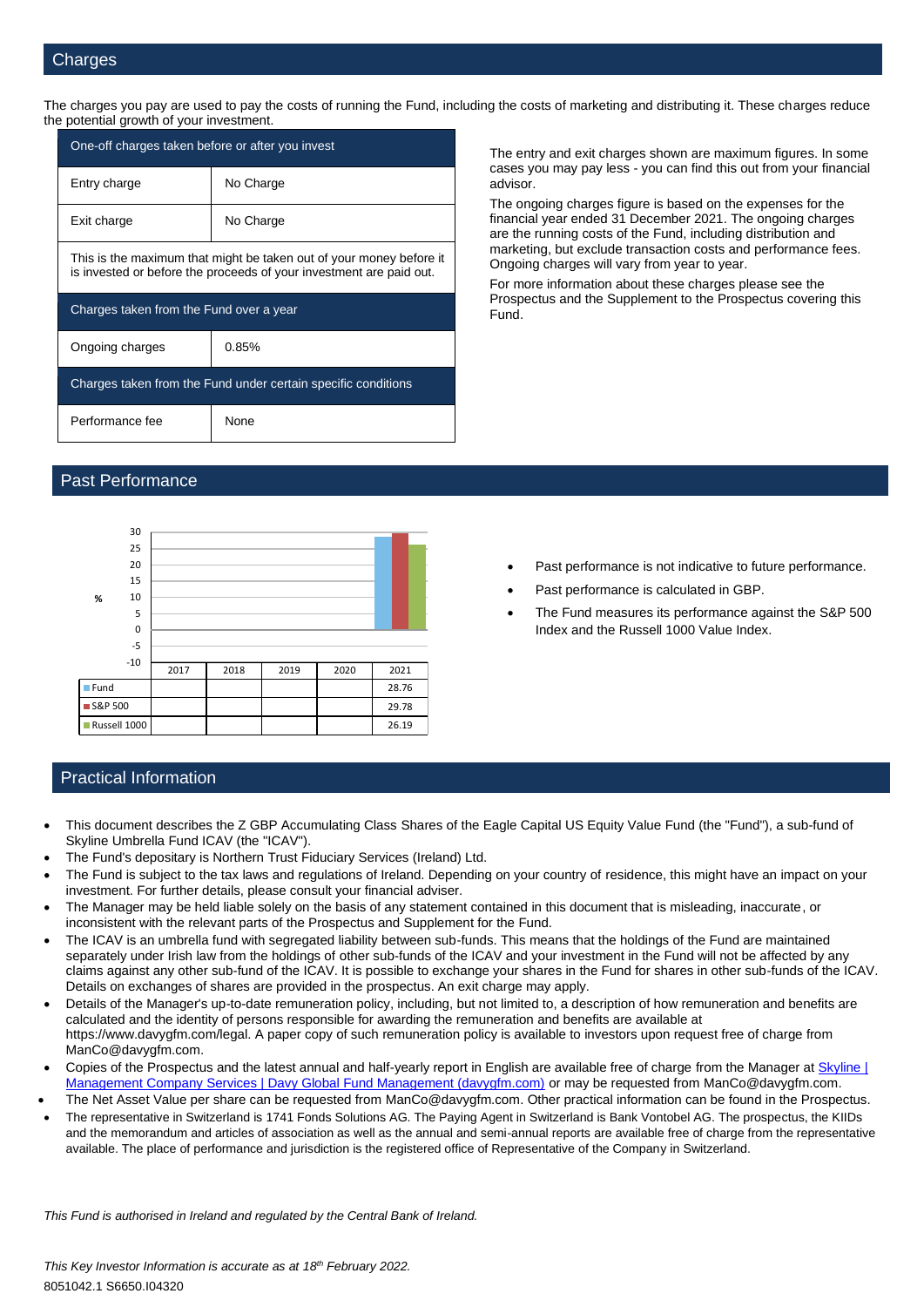## Charges

The charges you pay are used to pay the costs of running the Fund, including the costs of marketing and distributing it. These charges reduce the potential growth of your investment.

| One-off charges taken before or after you invest | |
|---|---|
| Entry charge | No Charge |
| Exit charge | No Charge |
| This is the maximum that might be taken out of your money before it is invested or before the proceeds of your investment are paid out. | |
| **Charges taken from the Fund over a year** | |
| Ongoing charges | 0.85% |
| **Charges taken from the Fund under certain specific conditions** | |
| Performance fee | None |

The entry and exit charges shown are maximum figures. In some cases you may pay less - you can find this out from your financial advisor.

The ongoing charges figure is based on the expenses for the financial year ended 31 December 2021. The ongoing charges are the running costs of the Fund, including distribution and marketing, but exclude transaction costs and performance fees. Ongoing charges will vary from year to year.

For more information about these charges please see the Prospectus and the Supplement to the Prospectus covering this Fund.

## Past Performance

%
30
25
20
15
10
5
0
-5
-10

2017 2018 2019 2020 2021

Fund 28.76
S&P 500 29.78
Russell 1000 26.19

- Past performance is not indicative to future performance.
- Past performance is calculated in GBP.
- The Fund measures its performance against the S&P 500 Index and the Russell 1000 Value Index.

## Practical Information

- This document describes the Z GBP Accumulating Class Shares of the Eagle Capital US Equity Value Fund (the "Fund"), a sub-fund of Skyline Umbrella Fund ICAV (the "ICAV").
- The Fund's depositary is Northern Trust Fiduciary Services (Ireland) Ltd.
- The Fund is subject to the tax laws and regulations of Ireland. Depending on your country of residence, this might have an impact on your investment. For further details, please consult your financial adviser.
- The Manager may be held liable solely on the basis of any statement contained in this document that is misleading, inaccurate, or inconsistent with the relevant parts of the Prospectus and Supplement for the Fund.
- The ICAV is an umbrella fund with segregated liability between sub-funds. This means that the holdings of the Fund are maintained separately under Irish law from the holdings of other sub-funds of the ICAV and your investment in the Fund will not be affected by any claims against any other sub-fund of the ICAV. It is possible to exchange your shares in the Fund for shares in other sub-funds of the ICAV. Details on exchanges of shares are provided in the prospectus. An exit charge may apply.
- Details of the Manager's up-to-date remuneration policy, including, but not limited to, a description of how remuneration and benefits are calculated and the identity of persons responsible for awarding the remuneration and benefits are available at https://www.davygfm.com/legal. A paper copy of such remuneration policy is available to investors upon request free of charge from ManCo@davygfm.com.
- Copies of the Prospectus and the latest annual and half-yearly report in English are available free of charge from the Manager at Skyline | Management Company Services | Davy Global Fund Management (davygfm.com) or may be requested from ManCo@davygfm.com.
- The Net Asset Value per share can be requested from ManCo@davygfm.com. Other practical information can be found in the Prospectus.
- The representative in Switzerland is 1741 Fonds Solutions AG. The Paying Agent in Switzerland is Bank Vontobel AG. The prospectus, the KIIDs and the memorandum and articles of association as well as the annual and semi-annual reports are available free of charge from the representative available. The place of performance and jurisdiction is the registered office of Representative of the Company in Switzerland.

*This Fund is authorised in Ireland and regulated by the Central Bank of Ireland.*

*This Key Investor Information is accurate as at 18th February 2022.*

8051042.1 S6650.I04320